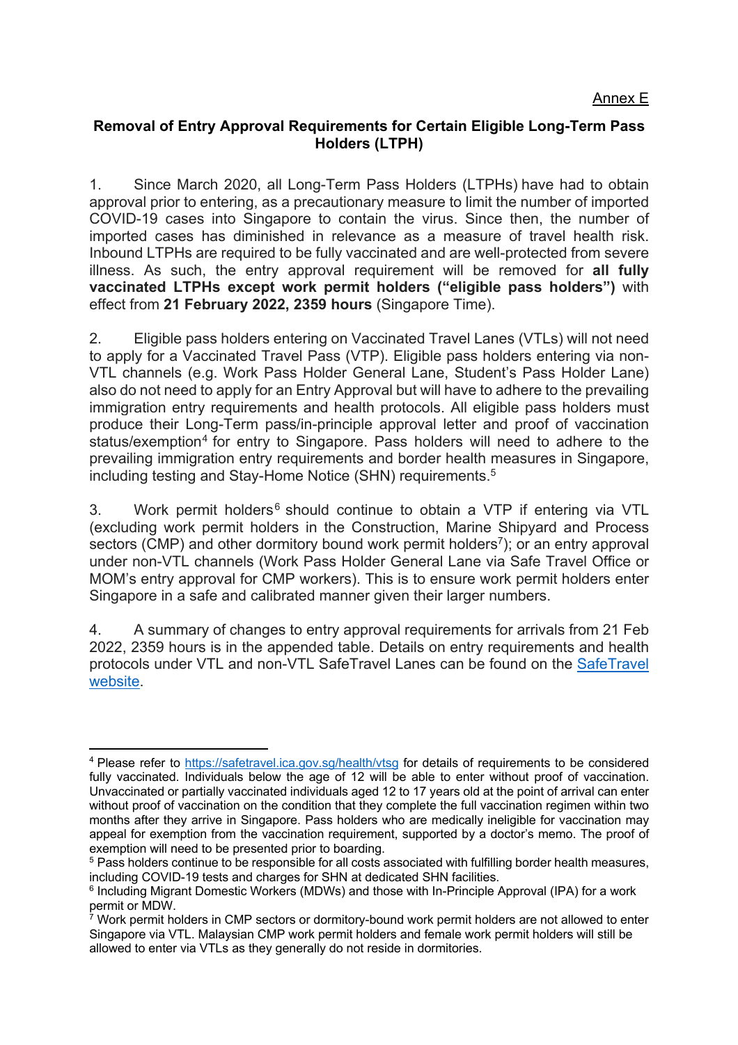Annex E

## Removal of Entry Approval Requirements for Certain Eligible Long-Term Pass Holders (LTPH)

1. Since March 2020, all Long-Term Pass Holders (LTPHs) have had to obtain approval prior to entering, as a precautionary measure to limit the number of imported COVID-19 cases into Singapore to contain the virus. Since then, the number of imported cases has diminished in relevance as a measure of travel health risk. Inbound LTPHs are required to be fully vaccinated and are well-protected from severe illness. As such, the entry approval requirement will be removed for **all fully vaccinated LTPHs except work permit holders ("eligible pass holders")** with effect from **21 February 2022, 2359 hours** (Singapore Time).

2. Eligible pass holders entering on Vaccinated Travel Lanes (VTLs) will not need to apply for a Vaccinated Travel Pass (VTP). Eligible pass holders entering via non-VTL channels (e.g. Work Pass Holder General Lane, Student's Pass Holder Lane) also do not need to apply for an Entry Approval but will have to adhere to the prevailing immigration entry requirements and health protocols. All eligible pass holders must produce their Long-Term pass/in-principle approval letter and proof of vaccination status/exemption[4] for entry to Singapore. Pass holders will need to adhere to the prevailing immigration entry requirements and border health measures in Singapore, including testing and Stay-Home Notice (SHN) requirements.[5]

3. Work permit holders[6] should continue to obtain a VTP if entering via VTL (excluding work permit holders in the Construction, Marine Shipyard and Process sectors (CMP) and other dormitory bound work permit holders[7]); or an entry approval under non-VTL channels (Work Pass Holder General Lane via Safe Travel Office or MOM's entry approval for CMP workers). This is to ensure work permit holders enter Singapore in a safe and calibrated manner given their larger numbers.

4. A summary of changes to entry approval requirements for arrivals from 21 Feb 2022, 2359 hours is in the appended table. Details on entry requirements and health protocols under VTL and non-VTL SafeTravel Lanes can be found on the SafeTravel website.

---

[4] Please refer to https://safetravel.ica.gov.sg/health/vtsg for details of requirements to be considered fully vaccinated. Individuals below the age of 12 will be able to enter without proof of vaccination. Unvaccinated or partially vaccinated individuals aged 12 to 17 years old at the point of arrival can enter without proof of vaccination on the condition that they complete the full vaccination regimen within two months after they arrive in Singapore. Pass holders who are medically ineligible for vaccination may appeal for exemption from the vaccination requirement, supported by a doctor's memo. The proof of exemption will need to be presented prior to boarding.

[5] Pass holders continue to be responsible for all costs associated with fulfilling border health measures, including COVID-19 tests and charges for SHN at dedicated SHN facilities.

[6] Including Migrant Domestic Workers (MDWs) and those with In-Principle Approval (IPA) for a work permit or MDW.

[7] Work permit holders in CMP sectors or dormitory-bound work permit holders are not allowed to enter Singapore via VTL. Malaysian CMP work permit holders and female work permit holders will still be allowed to enter via VTLs as they generally do not reside in dormitories.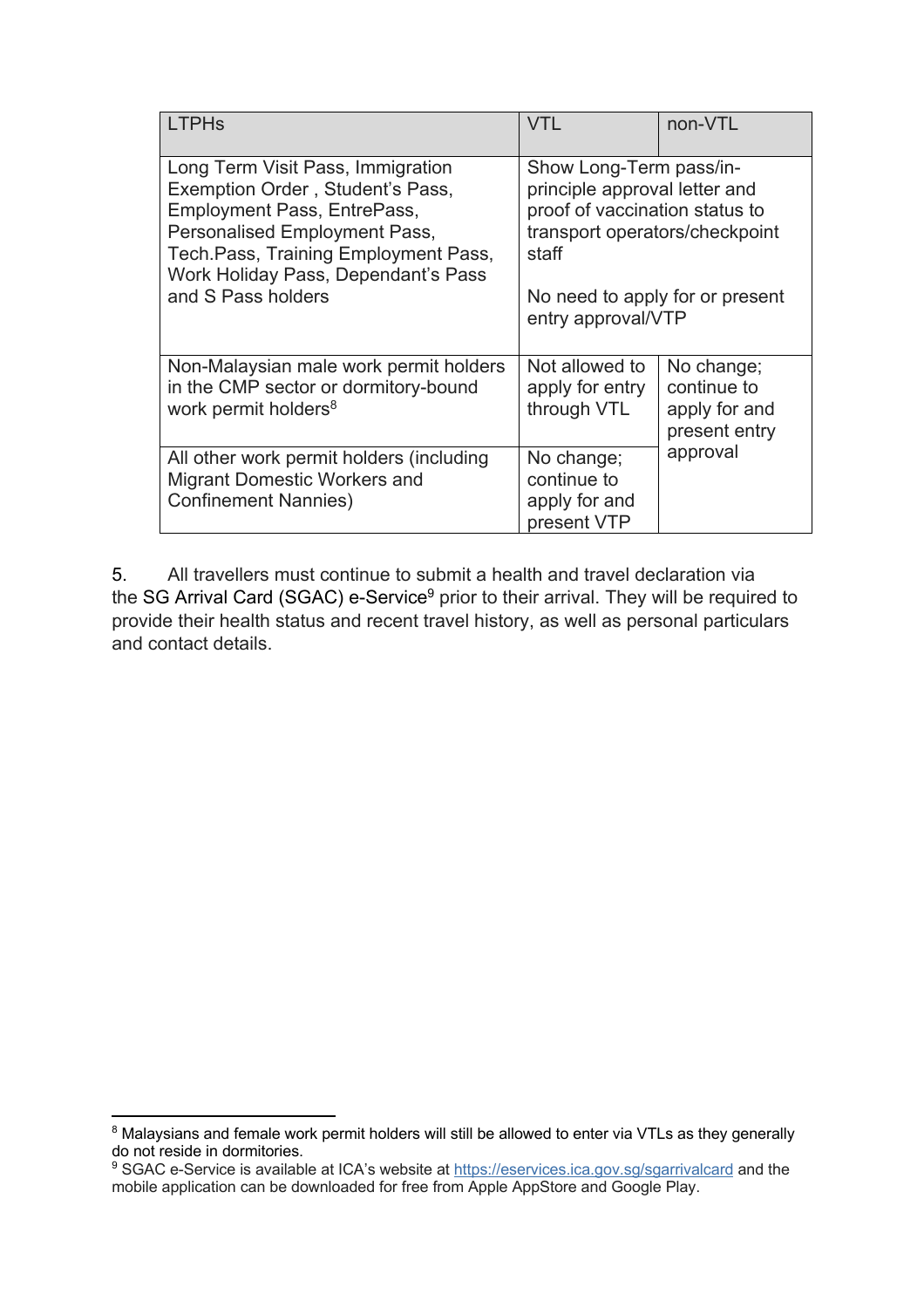| LTPHs | VTL | non-VTL |
|---|---|---|
| Long Term Visit Pass, Immigration Exemption Order , Student's Pass, Employment Pass, EntrePass, Personalised Employment Pass, Tech.Pass, Training Employment Pass, Work Holiday Pass, Dependant's Pass and S Pass holders | Show Long-Term pass/in-principle approval letter and proof of vaccination status to transport operators/checkpoint staff<br><br>No need to apply for or present entry approval/VTP | |
| Non-Malaysian male work permit holders in the CMP sector or dormitory-bound work permit holders[8] | Not allowed to apply for entry through VTL | No change; continue to apply for and present entry approval |
| All other work permit holders (including Migrant Domestic Workers and Confinement Nannies) | No change; continue to apply for and present VTP | |

5. All travellers must continue to submit a health and travel declaration via the SG Arrival Card (SGAC) e-Service[9] prior to their arrival. They will be required to provide their health status and recent travel history, as well as personal particulars and contact details.

---

[8] Malaysians and female work permit holders will still be allowed to enter via VTLs as they generally do not reside in dormitories.

[9] SGAC e-Service is available at ICA's website at https://eservices.ica.gov.sg/sgarrivalcard and the mobile application can be downloaded for free from Apple AppStore and Google Play.